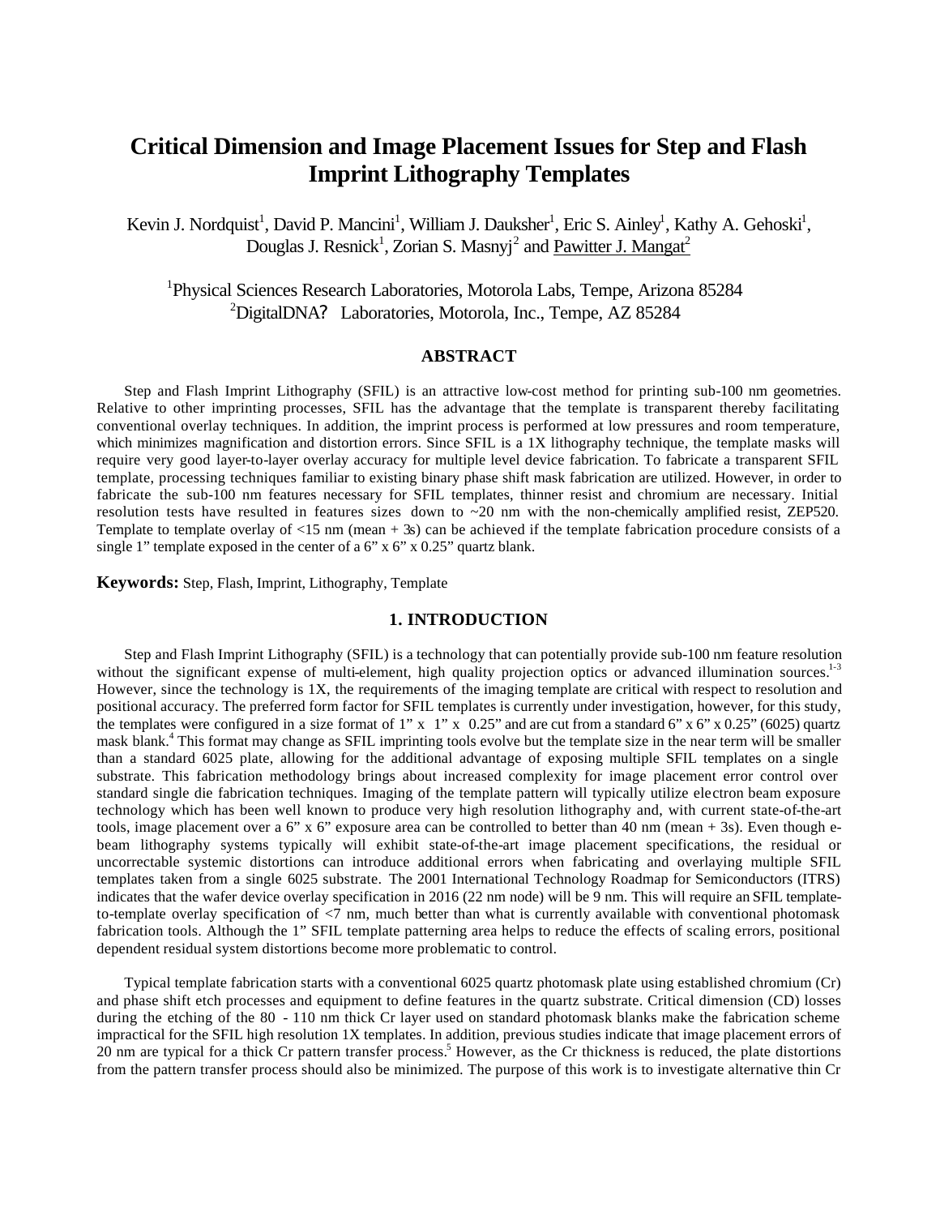# Critical Dimension and Image Placement Issues for Step and Flash Imprint Lithography Templates

Kevin J. Nordquist[1], David P. Mancini[1], William J. Dauksher[1], Eric S. Ainley[1], Kathy A. Gehoski[1], Douglas J. Resnick[1], Zorian S. Masnyj[2] and Pawitter J. Mangat[2]

[1]Physical Sciences Research Laboratories, Motorola Labs, Tempe, Arizona 85284
[2]DigitalDNA? Laboratories, Motorola, Inc., Tempe, AZ 85284

## ABSTRACT

Step and Flash Imprint Lithography (SFIL) is an attractive low-cost method for printing sub-100 nm geometries. Relative to other imprinting processes, SFIL has the advantage that the template is transparent thereby facilitating conventional overlay techniques. In addition, the imprint process is performed at low pressures and room temperature, which minimizes magnification and distortion errors. Since SFIL is a 1X lithography technique, the template masks will require very good layer-to-layer overlay accuracy for multiple level device fabrication. To fabricate a transparent SFIL template, processing techniques familiar to existing binary phase shift mask fabrication are utilized. However, in order to fabricate the sub-100 nm features necessary for SFIL templates, thinner resist and chromium are necessary. Initial resolution tests have resulted in features sizes down to ~20 nm with the non-chemically amplified resist, ZEP520. Template to template overlay of <15 nm (mean + 3s) can be achieved if the template fabrication procedure consists of a single 1" template exposed in the center of a 6" x 6" x 0.25" quartz blank.

**Keywords:** Step, Flash, Imprint, Lithography, Template

## 1. INTRODUCTION

Step and Flash Imprint Lithography (SFIL) is a technology that can potentially provide sub-100 nm feature resolution without the significant expense of multi-element, high quality projection optics or advanced illumination sources.[1-3] However, since the technology is 1X, the requirements of the imaging template are critical with respect to resolution and positional accuracy. The preferred form factor for SFIL templates is currently under investigation, however, for this study, the templates were configured in a size format of 1" x 1" x 0.25" and are cut from a standard 6" x 6" x 0.25" (6025) quartz mask blank.[4] This format may change as SFIL imprinting tools evolve but the template size in the near term will be smaller than a standard 6025 plate, allowing for the additional advantage of exposing multiple SFIL templates on a single substrate. This fabrication methodology brings about increased complexity for image placement error control over standard single die fabrication techniques. Imaging of the template pattern will typically utilize electron beam exposure technology which has been well known to produce very high resolution lithography and, with current state-of-the-art tools, image placement over a 6" x 6" exposure area can be controlled to better than 40 nm (mean + 3s). Even though e-beam lithography systems typically will exhibit state-of-the-art image placement specifications, the residual or uncorrectable systemic distortions can introduce additional errors when fabricating and overlaying multiple SFIL templates taken from a single 6025 substrate. The 2001 International Technology Roadmap for Semiconductors (ITRS) indicates that the wafer device overlay specification in 2016 (22 nm node) will be 9 nm. This will require an SFIL template-to-template overlay specification of <7 nm, much better than what is currently available with conventional photomask fabrication tools. Although the 1" SFIL template patterning area helps to reduce the effects of scaling errors, positional dependent residual system distortions become more problematic to control.

Typical template fabrication starts with a conventional 6025 quartz photomask plate using established chromium (Cr) and phase shift etch processes and equipment to define features in the quartz substrate. Critical dimension (CD) losses during the etching of the 80 - 110 nm thick Cr layer used on standard photomask blanks make the fabrication scheme impractical for the SFIL high resolution 1X templates. In addition, previous studies indicate that image placement errors of 20 nm are typical for a thick Cr pattern transfer process.[5] However, as the Cr thickness is reduced, the plate distortions from the pattern transfer process should also be minimized. The purpose of this work is to investigate alternative thin Cr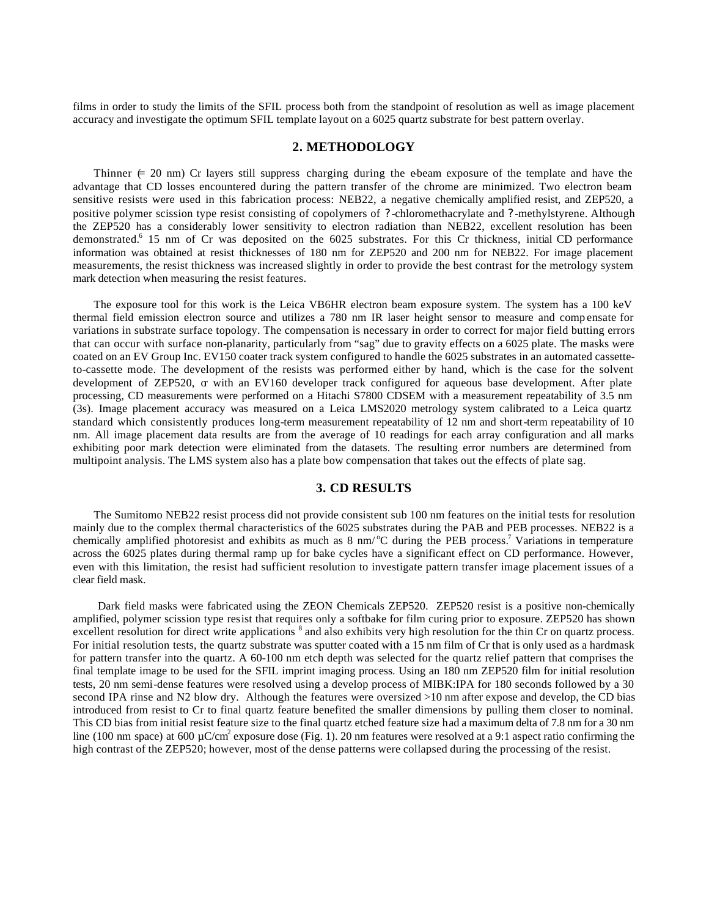films in order to study the limits of the SFIL process both from the standpoint of resolution as well as image placement accuracy and investigate the optimum SFIL template layout on a 6025 quartz substrate for best pattern overlay.

## 2. METHODOLOGY

Thinner (= 20 nm) Cr layers still suppress charging during the e-beam exposure of the template and have the advantage that CD losses encountered during the pattern transfer of the chrome are minimized. Two electron beam sensitive resists were used in this fabrication process: NEB22, a negative chemically amplified resist, and ZEP520, a positive polymer scission type resist consisting of copolymers of ?-chloromethacrylate and ?-methylstyrene. Although the ZEP520 has a considerably lower sensitivity to electron radiation than NEB22, excellent resolution has been demonstrated.[6] 15 nm of Cr was deposited on the 6025 substrates. For this Cr thickness, initial CD performance information was obtained at resist thicknesses of 180 nm for ZEP520 and 200 nm for NEB22. For image placement measurements, the resist thickness was increased slightly in order to provide the best contrast for the metrology system mark detection when measuring the resist features.

The exposure tool for this work is the Leica VB6HR electron beam exposure system. The system has a 100 keV thermal field emission electron source and utilizes a 780 nm IR laser height sensor to measure and compensate for variations in substrate surface topology. The compensation is necessary in order to correct for major field butting errors that can occur with surface non-planarity, particularly from "sag" due to gravity effects on a 6025 plate. The masks were coated on an EV Group Inc. EV150 coater track system configured to handle the 6025 substrates in an automated cassette-to-cassette mode. The development of the resists was performed either by hand, which is the case for the solvent development of ZEP520, or with an EV160 developer track configured for aqueous base development. After plate processing, CD measurements were performed on a Hitachi S7800 CDSEM with a measurement repeatability of 3.5 nm (3s). Image placement accuracy was measured on a Leica LMS2020 metrology system calibrated to a Leica quartz standard which consistently produces long-term measurement repeatability of 12 nm and short-term repeatability of 10 nm. All image placement data results are from the average of 10 readings for each array configuration and all marks exhibiting poor mark detection were eliminated from the datasets. The resulting error numbers are determined from multipoint analysis. The LMS system also has a plate bow compensation that takes out the effects of plate sag.

## 3. CD RESULTS

The Sumitomo NEB22 resist process did not provide consistent sub 100 nm features on the initial tests for resolution mainly due to the complex thermal characteristics of the 6025 substrates during the PAB and PEB processes. NEB22 is a chemically amplified photoresist and exhibits as much as 8 nm/°C during the PEB process.[7] Variations in temperature across the 6025 plates during thermal ramp up for bake cycles have a significant effect on CD performance. However, even with this limitation, the resist had sufficient resolution to investigate pattern transfer image placement issues of a clear field mask.

Dark field masks were fabricated using the ZEON Chemicals ZEP520. ZEP520 resist is a positive non-chemically amplified, polymer scission type resist that requires only a softbake for film curing prior to exposure. ZEP520 has shown excellent resolution for direct write applications [8] and also exhibits very high resolution for the thin Cr on quartz process. For initial resolution tests, the quartz substrate was sputter coated with a 15 nm film of Cr that is only used as a hardmask for pattern transfer into the quartz. A 60-100 nm etch depth was selected for the quartz relief pattern that comprises the final template image to be used for the SFIL imprint imaging process. Using an 180 nm ZEP520 film for initial resolution tests, 20 nm semi-dense features were resolved using a develop process of MIBK:IPA for 180 seconds followed by a 30 second IPA rinse and $N_2$ blow dry. Although the features were oversized >10 nm after expose and develop, the CD bias introduced from resist to Cr to final quartz feature benefited the smaller dimensions by pulling them closer to nominal. This CD bias from initial resist feature size to the final quartz etched feature size had a maximum delta of 7.8 nm for a 30 nm line (100 nm space) at 600 µC/cm$^2$ exposure dose (Fig. 1). 20 nm features were resolved at a 9:1 aspect ratio confirming the high contrast of the ZEP520; however, most of the dense patterns were collapsed during the processing of the resist.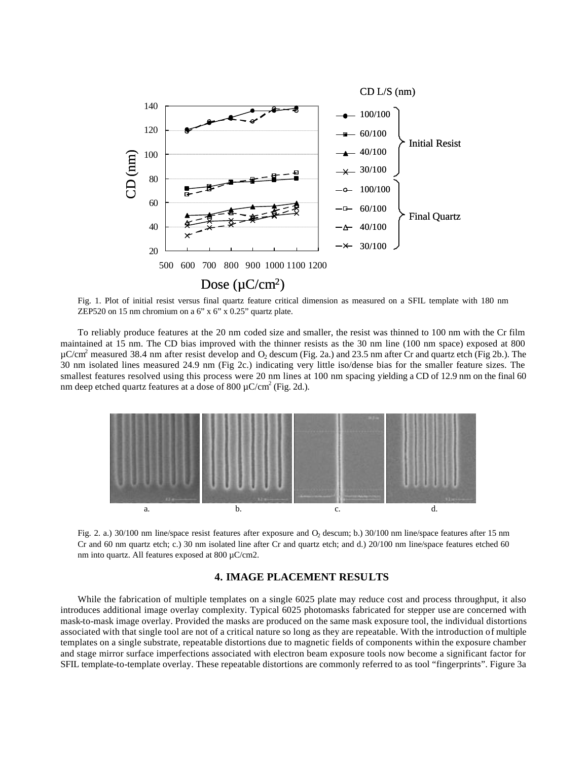Fig. 1. Plot of initial resist versus final quartz feature critical dimension as measured on a SFIL template with 180 nm ZEP520 on 15 nm chromium on a 6" x 6" x 0.25" quartz plate.

To reliably produce features at the 20 nm coded size and smaller, the resist was thinned to 100 nm with the Cr film maintained at 15 nm. The CD bias improved with the thinner resists as the 30 nm line (100 nm space) exposed at 800 µC/cm$^2$ measured 38.4 nm after resist develop and $O_2$ descum (Fig. 2a.) and 23.5 nm after Cr and quartz etch (Fig 2b.). The 30 nm isolated lines measured 24.9 nm (Fig 2c.) indicating very little iso/dense bias for the smaller feature sizes. The smallest features resolved using this process were 20 nm lines at 100 nm spacing yielding a CD of 12.9 nm on the final 60 nm deep etched quartz features at a dose of 800 µC/cm$^2$ (Fig. 2d.).

Fig. 2. a.) 30/100 nm line/space resist features after exposure and $O_2$ descum; b.) 30/100 nm line/space features after 15 nm Cr and 60 nm quartz etch; c.) 30 nm isolated line after Cr and quartz etch; and d.) 20/100 nm line/space features etched 60 nm into quartz. All features exposed at 800 µC/cm2.

## 4. IMAGE PLACEMENT RESULTS

While the fabrication of multiple templates on a single 6025 plate may reduce cost and process throughput, it also introduces additional image overlay complexity. Typical 6025 photomasks fabricated for stepper use are concerned with mask-to-mask image overlay. Provided the masks are produced on the same mask exposure tool, the individual distortions associated with that single tool are not of a critical nature so long as they are repeatable. With the introduction of multiple templates on a single substrate, repeatable distortions due to magnetic fields of components within the exposure chamber and stage mirror surface imperfections associated with electron beam exposure tools now become a significant factor for SFIL template-to-template overlay. These repeatable distortions are commonly referred to as tool "fingerprints". Figure 3a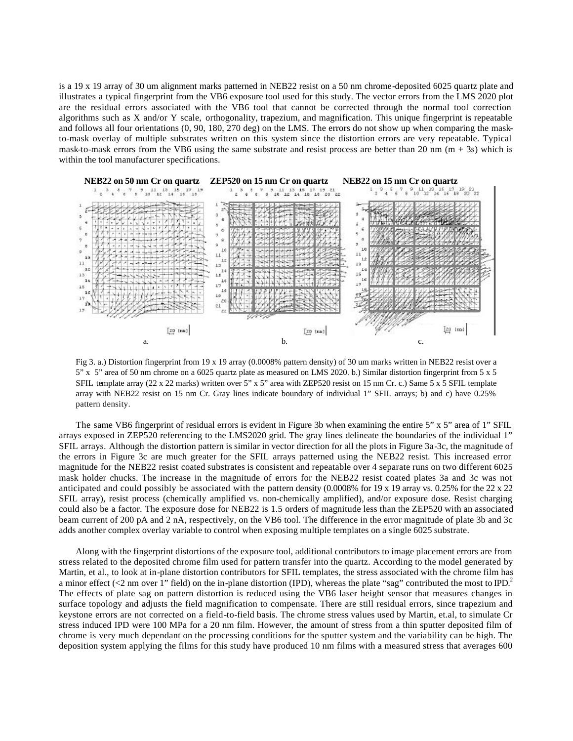is a 19 x 19 array of 30 um alignment marks patterned in NEB22 resist on a 50 nm chrome-deposited 6025 quartz plate and illustrates a typical fingerprint from the VB6 exposure tool used for this study. The vector errors from the LMS 2020 plot are the residual errors associated with the VB6 tool that cannot be corrected through the normal tool correction algorithms such as X and/or Y scale, orthogonality, trapezium, and magnification. This unique fingerprint is repeatable and follows all four orientations (0, 90, 180, 270 deg) on the LMS. The errors do not show up when comparing the mask-to-mask overlay of multiple substrates written on this system since the distortion errors are very repeatable. Typical mask-to-mask errors from the VB6 using the same substrate and resist process are better than 20 nm (m + 3s) which is within the tool manufacturer specifications.

**NEB22 on 50 nm Cr on quartz** **ZEP520 on 15 nm Cr on quartz** **NEB22 on 15 nm Cr on quartz**

Fig 3. a.) Distortion fingerprint from 19 x 19 array (0.0008% pattern density) of 30 um marks written in NEB22 resist over a 5" x 5" area of 50 nm chrome on a 6025 quartz plate as measured on LMS 2020. b.) Similar distortion fingerprint from 5 x 5 SFIL template array (22 x 22 marks) written over 5" x 5" area with ZEP520 resist on 15 nm Cr. c.) Same 5 x 5 SFIL template array with NEB22 resist on 15 nm Cr. Gray lines indicate boundary of individual 1" SFIL arrays; b) and c) have 0.25% pattern density.

The same VB6 fingerprint of residual errors is evident in Figure 3b when examining the entire 5" x 5" area of 1" SFIL arrays exposed in ZEP520 referencing to the LMS2020 grid. The gray lines delineate the boundaries of the individual 1" SFIL arrays. Although the distortion pattern is similar in vector direction for all the plots in Figure 3a-3c, the magnitude of the errors in Figure 3c are much greater for the SFIL arrays patterned using the NEB22 resist. This increased error magnitude for the NEB22 resist coated substrates is consistent and repeatable over 4 separate runs on two different 6025 mask holder chucks. The increase in the magnitude of errors for the NEB22 resist coated plates 3a and 3c was not anticipated and could possibly be associated with the pattern density (0.0008% for 19 x 19 array vs. 0.25% for the 22 x 22 SFIL array), resist process (chemically amplified vs. non-chemically amplified), and/or exposure dose. Resist charging could also be a factor. The exposure dose for NEB22 is 1.5 orders of magnitude less than the ZEP520 with an associated beam current of 200 pA and 2 nA, respectively, on the VB6 tool. The difference in the error magnitude of plate 3b and 3c adds another complex overlay variable to control when exposing multiple templates on a single 6025 substrate.

Along with the fingerprint distortions of the exposure tool, additional contributors to image placement errors are from stress related to the deposited chrome film used for pattern transfer into the quartz. According to the model generated by Martin, et al., to look at in-plane distortion contributors for SFIL templates, the stress associated with the chrome film has a minor effect (<2 nm over 1" field) on the in-plane distortion (IPD), whereas the plate "sag" contributed the most to IPD.[2] The effects of plate sag on pattern distortion is reduced using the VB6 laser height sensor that measures changes in surface topology and adjusts the field magnification to compensate. There are still residual errors, since trapezium and keystone errors are not corrected on a field-to-field basis. The chrome stress values used by Martin, et.al, to simulate Cr stress induced IPD were 100 MPa for a 20 nm film. However, the amount of stress from a thin sputter deposited film of chrome is very much dependant on the processing conditions for the sputter system and the variability can be high. The deposition system applying the films for this study have produced 10 nm films with a measured stress that averages 600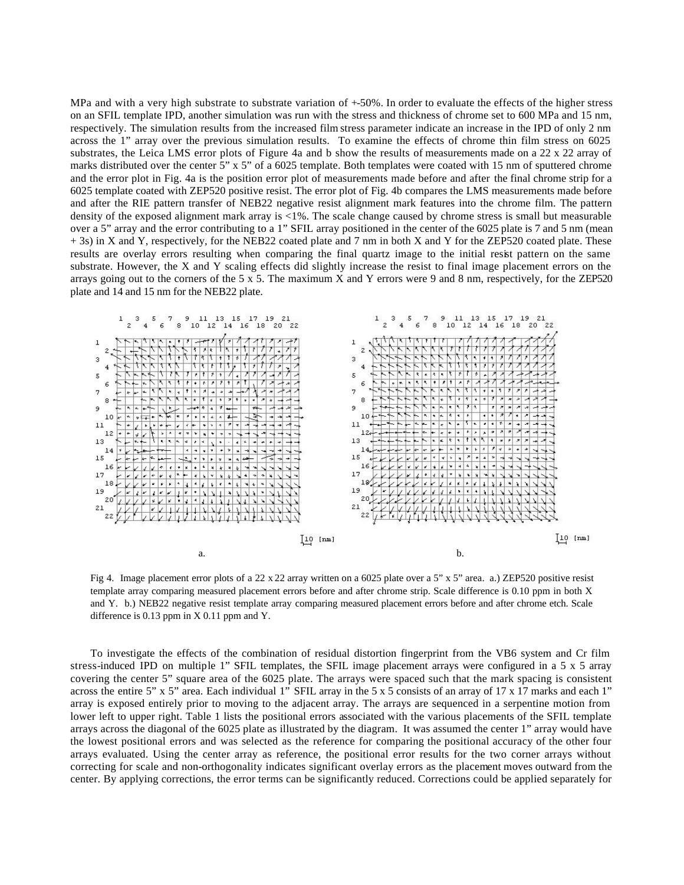MPa and with a very high substrate to substrate variation of +-50%. In order to evaluate the effects of the higher stress on an SFIL template IPD, another simulation was run with the stress and thickness of chrome set to 600 MPa and 15 nm, respectively. The simulation results from the increased film stress parameter indicate an increase in the IPD of only 2 nm across the 1" array over the previous simulation results. To examine the effects of chrome thin film stress on 6025 substrates, the Leica LMS error plots of Figure 4a and b show the results of measurements made on a 22 x 22 array of marks distributed over the center 5" x 5" of a 6025 template. Both templates were coated with 15 nm of sputtered chrome and the error plot in Fig. 4a is the position error plot of measurements made before and after the final chrome strip for a 6025 template coated with ZEP520 positive resist. The error plot of Fig. 4b compares the LMS measurements made before and after the RIE pattern transfer of NEB22 negative resist alignment mark features into the chrome film. The pattern density of the exposed alignment mark array is <1%. The scale change caused by chrome stress is small but measurable over a 5" array and the error contributing to a 1" SFIL array positioned in the center of the 6025 plate is 7 and 5 nm (mean + 3s) in X and Y, respectively, for the NEB22 coated plate and 7 nm in both X and Y for the ZEP520 coated plate. These results are overlay errors resulting when comparing the final quartz image to the initial resist pattern on the same substrate. However, the X and Y scaling effects did slightly increase the resist to final image placement errors on the arrays going out to the corners of the 5 x 5. The maximum X and Y errors were 9 and 8 nm, respectively, for the ZEP520 plate and 14 and 15 nm for the NEB22 plate.

Fig 4. Image placement error plots of a 22 x 22 array written on a 6025 plate over a 5" x 5" area. a.) ZEP520 positive resist template array comparing measured placement errors before and after chrome strip. Scale difference is 0.10 ppm in both X and Y. b.) NEB22 negative resist template array comparing measured placement errors before and after chrome etch. Scale difference is 0.13 ppm in X 0.11 ppm and Y.

To investigate the effects of the combination of residual distortion fingerprint from the VB6 system and Cr film stress-induced IPD on multiple 1" SFIL templates, the SFIL image placement arrays were configured in a 5 x 5 array covering the center 5" square area of the 6025 plate. The arrays were spaced such that the mark spacing is consistent across the entire 5" x 5" area. Each individual 1" SFIL array in the 5 x 5 consists of an array of 17 x 17 marks and each 1" array is exposed entirely prior to moving to the adjacent array. The arrays are sequenced in a serpentine motion from lower left to upper right. Table 1 lists the positional errors associated with the various placements of the SFIL template arrays across the diagonal of the 6025 plate as illustrated by the diagram. It was assumed the center 1" array would have the lowest positional errors and was selected as the reference for comparing the positional accuracy of the other four arrays evaluated. Using the center array as reference, the positional error results for the two corner arrays without correcting for scale and non-orthogonality indicates significant overlay errors as the placement moves outward from the center. By applying corrections, the error terms can be significantly reduced. Corrections could be applied separately for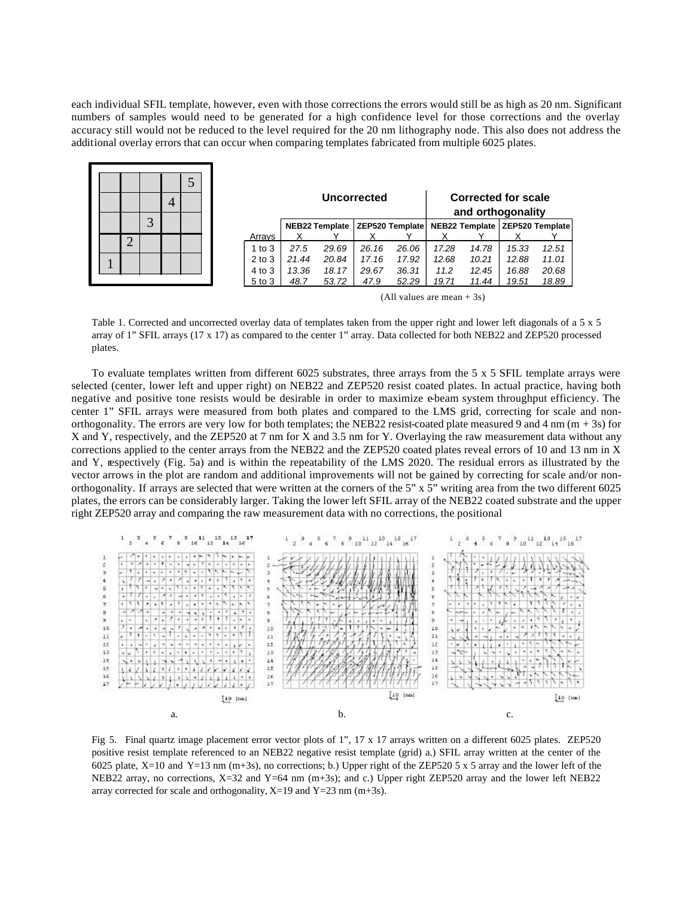each individual SFIL template, however, even with those corrections the errors would still be as high as 20 nm. Significant numbers of samples would need to be generated for a high confidence level for those corrections and the overlay accuracy still would not be reduced to the level required for the 20 nm lithography node. This also does not address the additional overlay errors that can occur when comparing templates fabricated from multiple 6025 plates.

| | | | | |
|---|---|---|---|---|
| | | | | 5 |
| | | | 4 | |
| | | 3 | | |
| | 2 | | | |
| 1 | | | | |

| | Uncorrected | | | | Corrected for scale and orthogonality | | | |
|---|---|---|---|---|---|---|---|---|
| | NEB22 Template | | ZEP520 Template | | NEB22 Template | | ZEP520 Template | |
| Arrays | X | Y | X | Y | X | Y | X | Y |
| 1 to 3 | 27.5 | 29.69 | 26.16 | 26.06 | 17.28 | 14.78 | 15.33 | 12.51 |
| 2 to 3 | 21.44 | 20.84 | 17.16 | 17.92 | 12.68 | 10.21 | 12.88 | 11.01 |
| 4 to 3 | 13.36 | 18.17 | 29.67 | 36.31 | 11.2 | 12.45 | 16.88 | 20.68 |
| 5 to 3 | 48.7 | 53.72 | 47.9 | 52.29 | 19.71 | 11.44 | 19.51 | 18.89 |

(All values are mean + 3s)

Table 1. Corrected and uncorrected overlay data of templates taken from the upper right and lower left diagonals of a 5 x 5 array of 1" SFIL arrays (17 x 17) as compared to the center 1" array. Data collected for both NEB22 and ZEP520 processed plates.

To evaluate templates written from different 6025 substrates, three arrays from the 5 x 5 SFIL template arrays were selected (center, lower left and upper right) on NEB22 and ZEP520 resist coated plates. In actual practice, having both negative and positive tone resists would be desirable in order to maximize e-beam system throughput efficiency. The center 1" SFIL arrays were measured from both plates and compared to the LMS grid, correcting for scale and non-orthogonality. The errors are very low for both templates; the NEB22 resist-coated plate measured 9 and 4 nm (m + 3s) for X and Y, respectively, and the ZEP520 at 7 nm for X and 3.5 nm for Y. Overlaying the raw measurement data without any corrections applied to the center arrays from the NEB22 and the ZEP520 coated plates reveal errors of 10 and 13 nm in X and Y, respectively (Fig. 5a) and is within the repeatability of the LMS 2020. The residual errors as illustrated by the vector arrows in the plot are random and additional improvements will not be gained by correcting for scale and/or non-orthogonality. If arrays are selected that were written at the corners of the 5" x 5" writing area from the two different 6025 plates, the errors can be considerably larger. Taking the lower left SFIL array of the NEB22 coated substrate and the upper right ZEP520 array and comparing the raw measurement data with no corrections, the positional

Fig 5. Final quartz image placement error vector plots of 1", 17 x 17 arrays written on a different 6025 plates. ZEP520 positive resist template referenced to an NEB22 negative resist template (grid) a.) SFIL array written at the center of the 6025 plate, X=10 and Y=13 nm (m+3s), no corrections; b.) Upper right of the ZEP520 5 x 5 array and the lower left of the NEB22 array, no corrections, X=32 and Y=64 nm (m+3s); and c.) Upper right ZEP520 array and the lower left NEB22 array corrected for scale and orthogonality, X=19 and Y=23 nm (m+3s).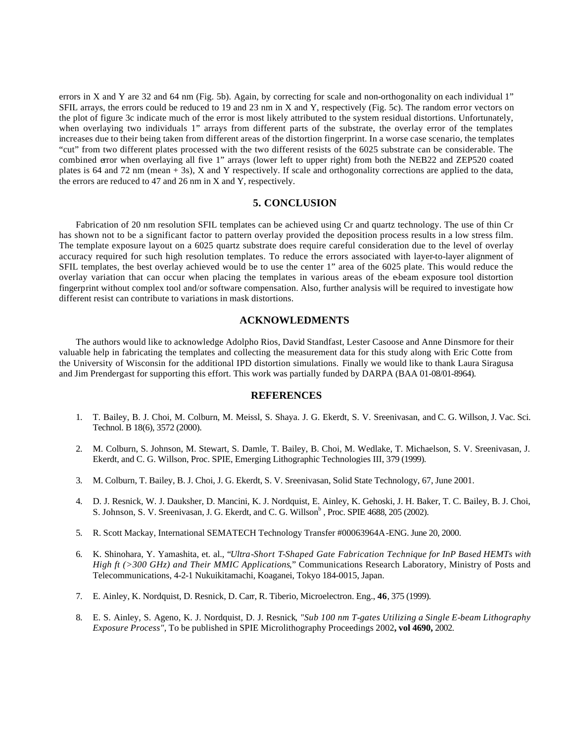errors in X and Y are 32 and 64 nm (Fig. 5b). Again, by correcting for scale and non-orthogonality on each individual 1" SFIL arrays, the errors could be reduced to 19 and 23 nm in X and Y, respectively (Fig. 5c). The random error vectors on the plot of figure 3c indicate much of the error is most likely attributed to the system residual distortions. Unfortunately, when overlaying two individuals 1" arrays from different parts of the substrate, the overlay error of the templates increases due to their being taken from different areas of the distortion fingerprint. In a worse case scenario, the templates "cut" from two different plates processed with the two different resists of the 6025 substrate can be considerable. The combined error when overlaying all five 1" arrays (lower left to upper right) from both the NEB22 and ZEP520 coated plates is 64 and 72 nm (mean + 3s), X and Y respectively. If scale and orthogonality corrections are applied to the data, the errors are reduced to 47 and 26 nm in X and Y, respectively.

## 5. CONCLUSION

Fabrication of 20 nm resolution SFIL templates can be achieved using Cr and quartz technology. The use of thin Cr has shown not to be a significant factor to pattern overlay provided the deposition process results in a low stress film. The template exposure layout on a 6025 quartz substrate does require careful consideration due to the level of overlay accuracy required for such high resolution templates. To reduce the errors associated with layer-to-layer alignment of SFIL templates, the best overlay achieved would be to use the center 1" area of the 6025 plate. This would reduce the overlay variation that can occur when placing the templates in various areas of the e-beam exposure tool distortion fingerprint without complex tool and/or software compensation. Also, further analysis will be required to investigate how different resist can contribute to variations in mask distortions.

## ACKNOWLEDMENTS

The authors would like to acknowledge Adolpho Rios, David Standfast, Lester Casoose and Anne Dinsmore for their valuable help in fabricating the templates and collecting the measurement data for this study along with Eric Cotte from the University of Wisconsin for the additional IPD distortion simulations. Finally we would like to thank Laura Siragusa and Jim Prendergast for supporting this effort. This work was partially funded by DARPA (BAA 01-08/01-8964).

## REFERENCES

1. T. Bailey, B. J. Choi, M. Colburn, M. Meissl, S. Shaya. J. G. Ekerdt, S. V. Sreenivasan, and C. G. Willson, J. Vac. Sci. Technol. B 18(6), 3572 (2000).
2. M. Colburn, S. Johnson, M. Stewart, S. Damle, T. Bailey, B. Choi, M. Wedlake, T. Michaelson, S. V. Sreenivasan, J. Ekerdt, and C. G. Willson, Proc. SPIE, Emerging Lithographic Technologies III, 379 (1999).
3. M. Colburn, T. Bailey, B. J. Choi, J. G. Ekerdt, S. V. Sreenivasan, Solid State Technology, 67, June 2001.
4. D. J. Resnick, W. J. Dauksher, D. Mancini, K. J. Nordquist, E. Ainley, K. Gehoski, J. H. Baker, T. C. Bailey, B. J. Choi, S. Johnson, S. V. Sreenivasan, J. G. Ekerdt, and C. G. Willson[b] , Proc. SPIE 4688, 205 (2002).
5. R. Scott Mackay, International SEMATECH Technology Transfer #00063964A-ENG. June 20, 2000.
6. K. Shinohara, Y. Yamashita, et. al., "*Ultra-Short T-Shaped Gate Fabrication Technique for InP Based HEMTs with High ft (>300 GHz) and Their MMIC Applications*," Communications Research Laboratory, Ministry of Posts and Telecommunications, 4-2-1 Nukuikitamachi, Koaganei, Tokyo 184-0015, Japan.
7. E. Ainley, K. Nordquist, D. Resnick, D. Carr, R. Tiberio, Microelectron. Eng., **46**, 375 (1999).
8. E. S. Ainley, S. Ageno, K. J. Nordquist, D. J. Resnick, *"Sub 100 nm T-gates Utilizing a Single E-beam Lithography Exposure Process"*, To be published in SPIE Microlithography Proceedings 2002**, vol 4690,** 2002.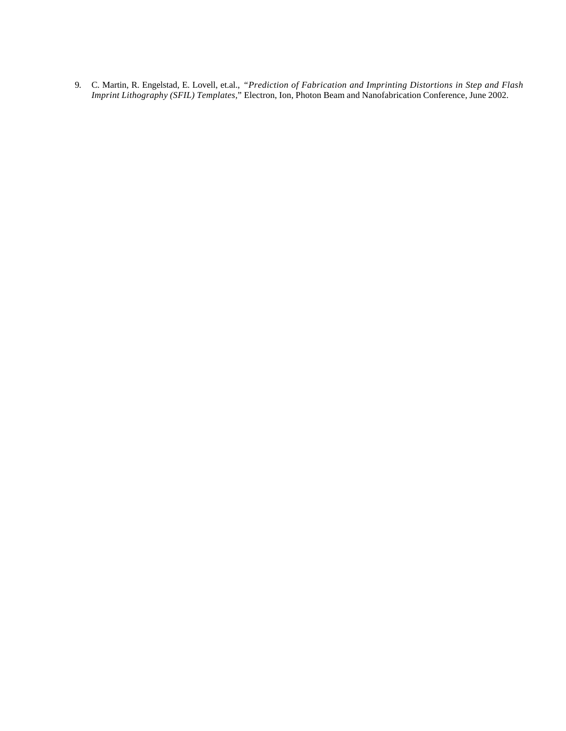9. C. Martin, R. Engelstad, E. Lovell, et.al., *"Prediction of Fabrication and Imprinting Distortions in Step and Flash Imprint Lithography (SFIL) Templates,"* Electron, Ion, Photon Beam and Nanofabrication Conference, June 2002.